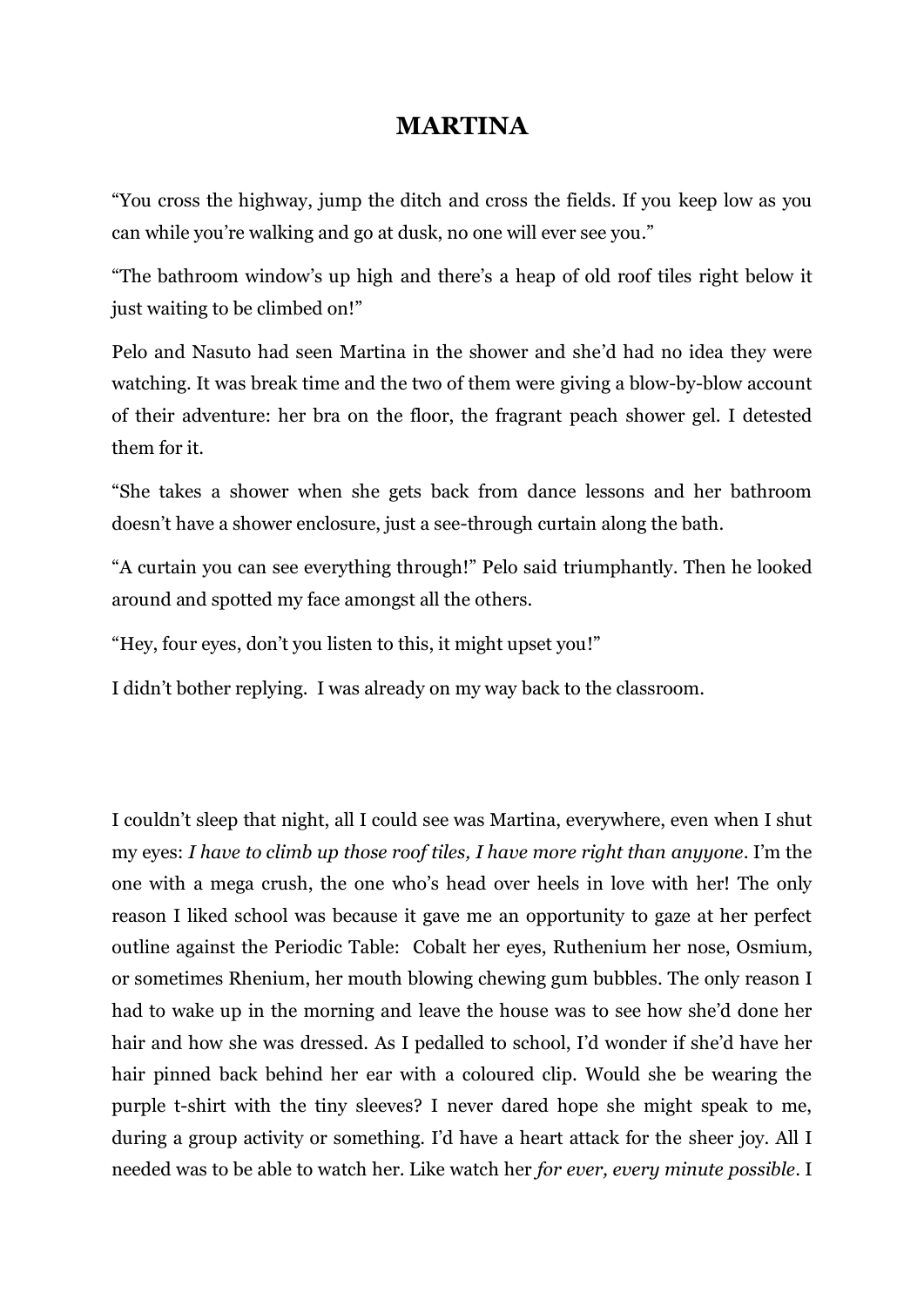# MARTINA

"You cross the highway, jump the ditch and cross the fields. If you keep low as you can while you're walking and go at dusk, no one will ever see you."

"The bathroom window's up high and there's a heap of old roof tiles right below it just waiting to be climbed on!"

Pelo and Nasuto had seen Martina in the shower and she'd had no idea they were watching. It was break time and the two of them were giving a blow-by-blow account of their adventure: her bra on the floor, the fragrant peach shower gel. I detested them for it.

"She takes a shower when she gets back from dance lessons and her bathroom doesn't have a shower enclosure, just a see-through curtain along the bath.

"A curtain you can see everything through!" Pelo said triumphantly. Then he looked around and spotted my face amongst all the others.

"Hey, four eyes, don't you listen to this, it might upset you!"

I didn't bother replying. I was already on my way back to the classroom.

I couldn't sleep that night, all I could see was Martina, everywhere, even when I shut my eyes: *I have to climb up those roof tiles, I have more right than anyyone*. I'm the one with a mega crush, the one who's head over heels in love with her! The only reason I liked school was because it gave me an opportunity to gaze at her perfect outline against the Periodic Table: Cobalt her eyes, Ruthenium her nose, Osmium, or sometimes Rhenium, her mouth blowing chewing gum bubbles. The only reason I had to wake up in the morning and leave the house was to see how she'd done her hair and how she was dressed. As I pedalled to school, I'd wonder if she'd have her hair pinned back behind her ear with a coloured clip. Would she be wearing the purple t-shirt with the tiny sleeves? I never dared hope she might speak to me, during a group activity or something. I'd have a heart attack for the sheer joy. All I needed was to be able to watch her. Like watch her *for ever, every minute possible*. I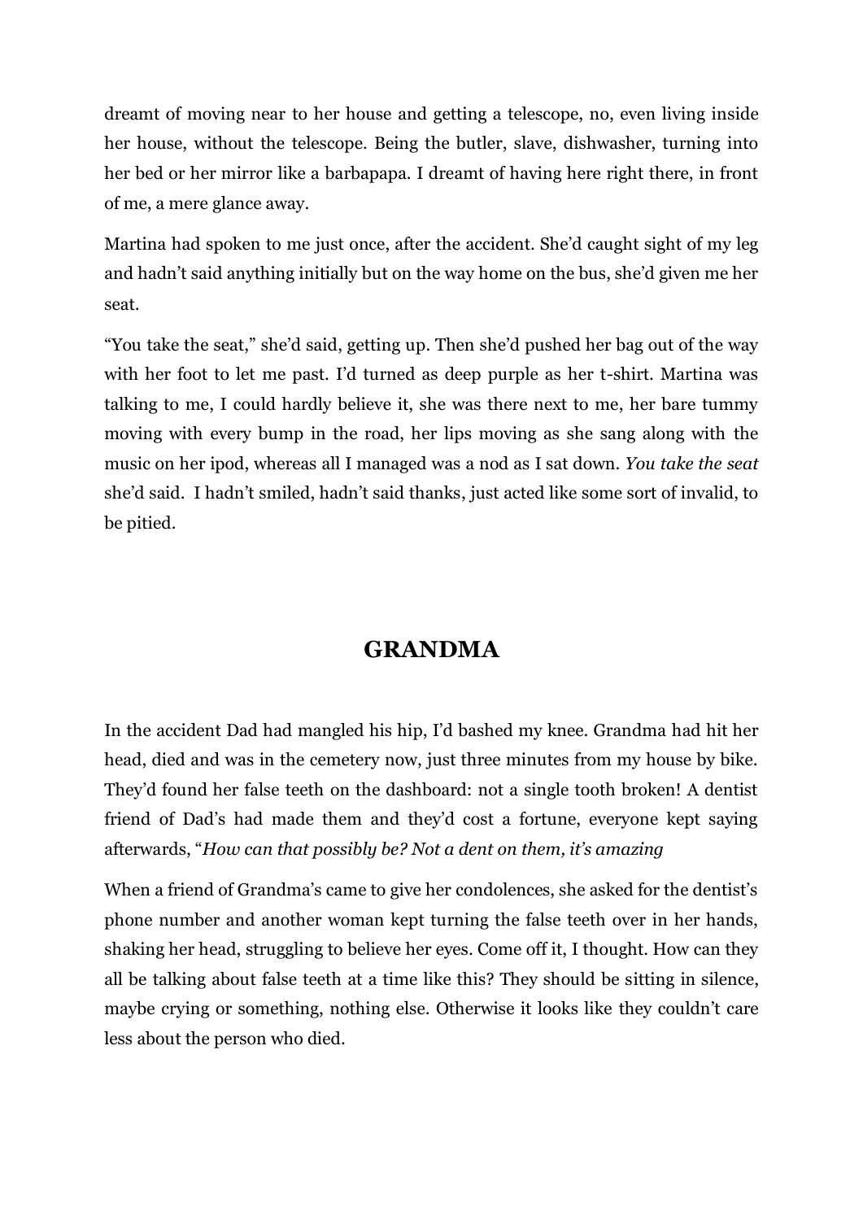dreamt of moving near to her house and getting a telescope, no, even living inside her house, without the telescope. Being the butler, slave, dishwasher, turning into her bed or her mirror like a barbapapa. I dreamt of having here right there, in front of me, a mere glance away.

Martina had spoken to me just once, after the accident. She'd caught sight of my leg and hadn't said anything initially but on the way home on the bus, she'd given me her seat.

"You take the seat," she'd said, getting up. Then she'd pushed her bag out of the way with her foot to let me past. I'd turned as deep purple as her t-shirt. Martina was talking to me, I could hardly believe it, she was there next to me, her bare tummy moving with every bump in the road, her lips moving as she sang along with the music on her ipod, whereas all I managed was a nod as I sat down. *You take the seat* she'd said. I hadn't smiled, hadn't said thanks, just acted like some sort of invalid, to be pitied.

## GRANDMA

In the accident Dad had mangled his hip, I'd bashed my knee. Grandma had hit her head, died and was in the cemetery now, just three minutes from my house by bike. They'd found her false teeth on the dashboard: not a single tooth broken! A dentist friend of Dad's had made them and they'd cost a fortune, everyone kept saying afterwards, "*How can that possibly be? Not a dent on them, it's amazing*

When a friend of Grandma's came to give her condolences, she asked for the dentist's phone number and another woman kept turning the false teeth over in her hands, shaking her head, struggling to believe her eyes. Come off it, I thought. How can they all be talking about false teeth at a time like this? They should be sitting in silence, maybe crying or something, nothing else. Otherwise it looks like they couldn't care less about the person who died.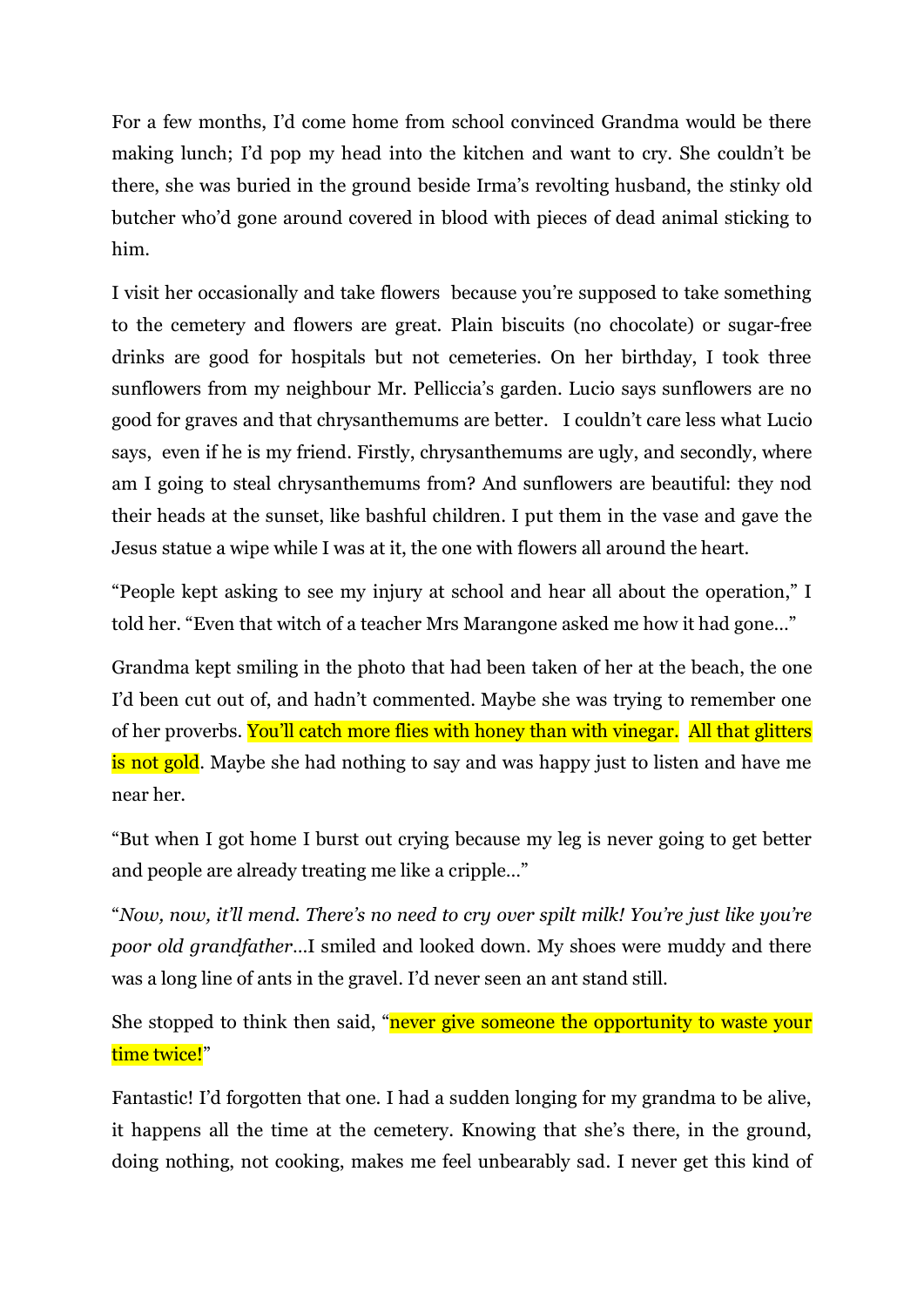For a few months, I'd come home from school convinced Grandma would be there making lunch; I'd pop my head into the kitchen and want to cry. She couldn't be there, she was buried in the ground beside Irma's revolting husband, the stinky old butcher who'd gone around covered in blood with pieces of dead animal sticking to him.

I visit her occasionally and take flowers because you're supposed to take something to the cemetery and flowers are great. Plain biscuits (no chocolate) or sugar-free drinks are good for hospitals but not cemeteries. On her birthday, I took three sunflowers from my neighbour Mr. Pelliccia's garden. Lucio says sunflowers are no good for graves and that chrysanthemums are better. I couldn't care less what Lucio says, even if he is my friend. Firstly, chrysanthemums are ugly, and secondly, where am I going to steal chrysanthemums from? And sunflowers are beautiful: they nod their heads at the sunset, like bashful children. I put them in the vase and gave the Jesus statue a wipe while I was at it, the one with flowers all around the heart.

"People kept asking to see my injury at school and hear all about the operation," I told her. "Even that witch of a teacher Mrs Marangone asked me how it had gone…"

Grandma kept smiling in the photo that had been taken of her at the beach, the one I'd been cut out of, and hadn't commented. Maybe she was trying to remember one of her proverbs. You'll catch more flies with honey than with vinegar. All that glitters is not gold. Maybe she had nothing to say and was happy just to listen and have me near her.

"But when I got home I burst out crying because my leg is never going to get better and people are already treating me like a cripple…"

"*Now, now, it'll mend. There's no need to cry over spilt milk! You're just like you're poor old grandfather*…I smiled and looked down. My shoes were muddy and there was a long line of ants in the gravel. I'd never seen an ant stand still.

She stopped to think then said, "never give someone the opportunity to waste your time twice!"

Fantastic! I'd forgotten that one. I had a sudden longing for my grandma to be alive, it happens all the time at the cemetery. Knowing that she's there, in the ground, doing nothing, not cooking, makes me feel unbearably sad. I never get this kind of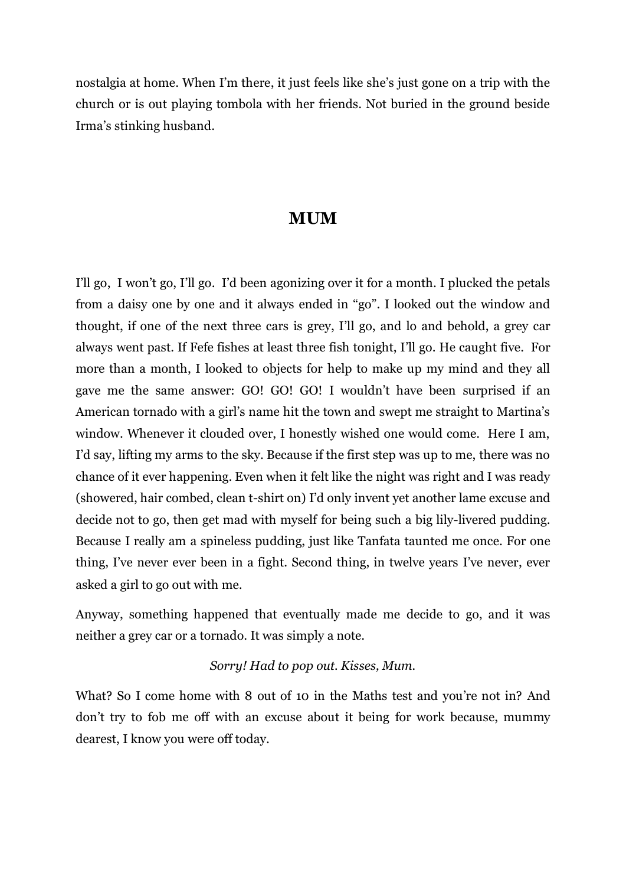nostalgia at home. When I'm there, it just feels like she's just gone on a trip with the church or is out playing tombola with her friends. Not buried in the ground beside Irma's stinking husband.

## MUM

I'll go, I won't go, I'll go. I'd been agonizing over it for a month. I plucked the petals from a daisy one by one and it always ended in "go". I looked out the window and thought, if one of the next three cars is grey, I'll go, and lo and behold, a grey car always went past. If Fefe fishes at least three fish tonight, I'll go. He caught five. For more than a month, I looked to objects for help to make up my mind and they all gave me the same answer: GO! GO! GO! I wouldn't have been surprised if an American tornado with a girl's name hit the town and swept me straight to Martina's window. Whenever it clouded over, I honestly wished one would come. Here I am, I'd say, lifting my arms to the sky. Because if the first step was up to me, there was no chance of it ever happening. Even when it felt like the night was right and I was ready (showered, hair combed, clean t-shirt on) I'd only invent yet another lame excuse and decide not to go, then get mad with myself for being such a big lily-livered pudding. Because I really am a spineless pudding, just like Tanfata taunted me once. For one thing, I've never ever been in a fight. Second thing, in twelve years I've never, ever asked a girl to go out with me.

Anyway, something happened that eventually made me decide to go, and it was neither a grey car or a tornado. It was simply a note.

*Sorry! Had to pop out. Kisses, Mum.*

What? So I come home with 8 out of 10 in the Maths test and you're not in? And don't try to fob me off with an excuse about it being for work because, mummy dearest, I know you were off today.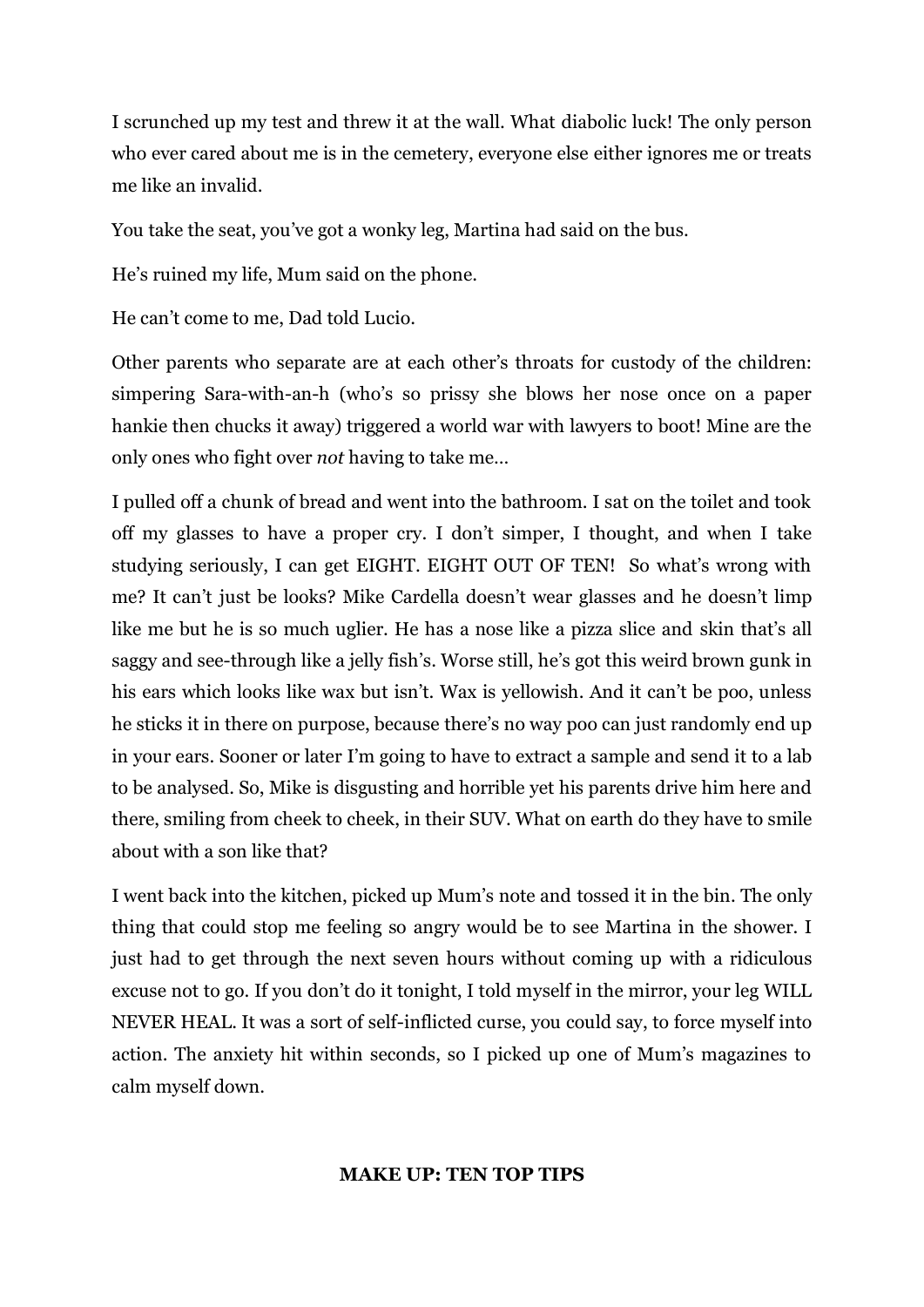I scrunched up my test and threw it at the wall. What diabolic luck! The only person who ever cared about me is in the cemetery, everyone else either ignores me or treats me like an invalid.

You take the seat, you've got a wonky leg, Martina had said on the bus.

He's ruined my life, Mum said on the phone.

He can't come to me, Dad told Lucio.

Other parents who separate are at each other's throats for custody of the children: simpering Sara-with-an-h (who's so prissy she blows her nose once on a paper hankie then chucks it away) triggered a world war with lawyers to boot! Mine are the only ones who fight over *not* having to take me…

I pulled off a chunk of bread and went into the bathroom. I sat on the toilet and took off my glasses to have a proper cry. I don't simper, I thought, and when I take studying seriously, I can get EIGHT. EIGHT OUT OF TEN! So what's wrong with me? It can't just be looks? Mike Cardella doesn't wear glasses and he doesn't limp like me but he is so much uglier. He has a nose like a pizza slice and skin that's all saggy and see-through like a jelly fish's. Worse still, he's got this weird brown gunk in his ears which looks like wax but isn't. Wax is yellowish. And it can't be poo, unless he sticks it in there on purpose, because there's no way poo can just randomly end up in your ears. Sooner or later I'm going to have to extract a sample and send it to a lab to be analysed. So, Mike is disgusting and horrible yet his parents drive him here and there, smiling from cheek to cheek, in their SUV. What on earth do they have to smile about with a son like that?

I went back into the kitchen, picked up Mum's note and tossed it in the bin. The only thing that could stop me feeling so angry would be to see Martina in the shower. I just had to get through the next seven hours without coming up with a ridiculous excuse not to go. If you don't do it tonight, I told myself in the mirror, your leg WILL NEVER HEAL. It was a sort of self-inflicted curse, you could say, to force myself into action. The anxiety hit within seconds, so I picked up one of Mum's magazines to calm myself down.

**MAKE UP: TEN TOP TIPS**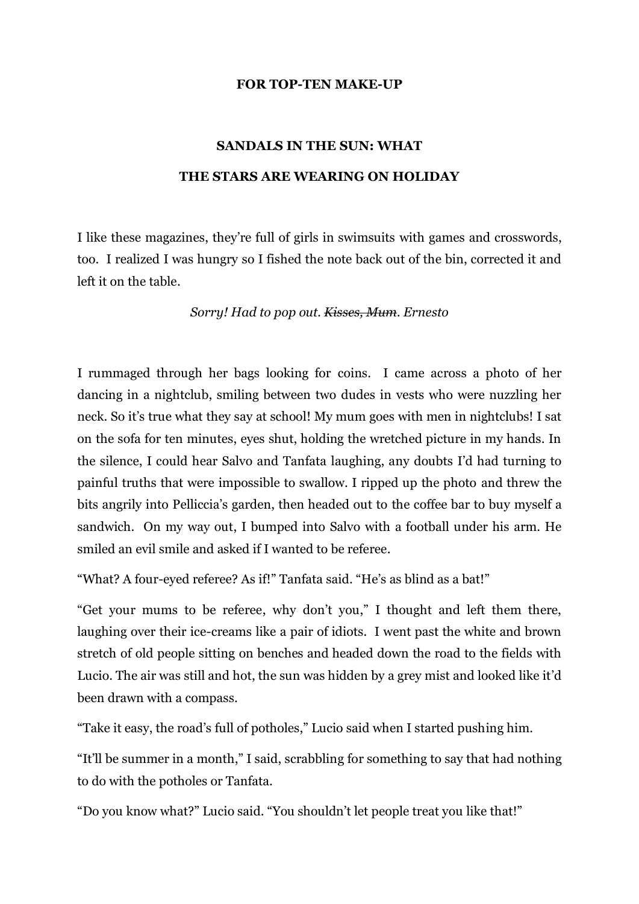**FOR TOP-TEN MAKE-UP**

**SANDALS IN THE SUN: WHAT**

**THE STARS ARE WEARING ON HOLIDAY**

I like these magazines, they're full of girls in swimsuits with games and crosswords, too. I realized I was hungry so I fished the note back out of the bin, corrected it and left it on the table.

*Sorry! Had to pop out. ~~Kisses, Mum~~. Ernesto*

I rummaged through her bags looking for coins. I came across a photo of her dancing in a nightclub, smiling between two dudes in vests who were nuzzling her neck. So it's true what they say at school! My mum goes with men in nightclubs! I sat on the sofa for ten minutes, eyes shut, holding the wretched picture in my hands. In the silence, I could hear Salvo and Tanfata laughing, any doubts I'd had turning to painful truths that were impossible to swallow. I ripped up the photo and threw the bits angrily into Pelliccia's garden, then headed out to the coffee bar to buy myself a sandwich. On my way out, I bumped into Salvo with a football under his arm. He smiled an evil smile and asked if I wanted to be referee.

"What? A four-eyed referee? As if!" Tanfata said. "He's as blind as a bat!"

"Get your mums to be referee, why don't you," I thought and left them there, laughing over their ice-creams like a pair of idiots. I went past the white and brown stretch of old people sitting on benches and headed down the road to the fields with Lucio. The air was still and hot, the sun was hidden by a grey mist and looked like it'd been drawn with a compass.

"Take it easy, the road's full of potholes," Lucio said when I started pushing him.

"It'll be summer in a month," I said, scrabbling for something to say that had nothing to do with the potholes or Tanfata.

"Do you know what?" Lucio said. "You shouldn't let people treat you like that!"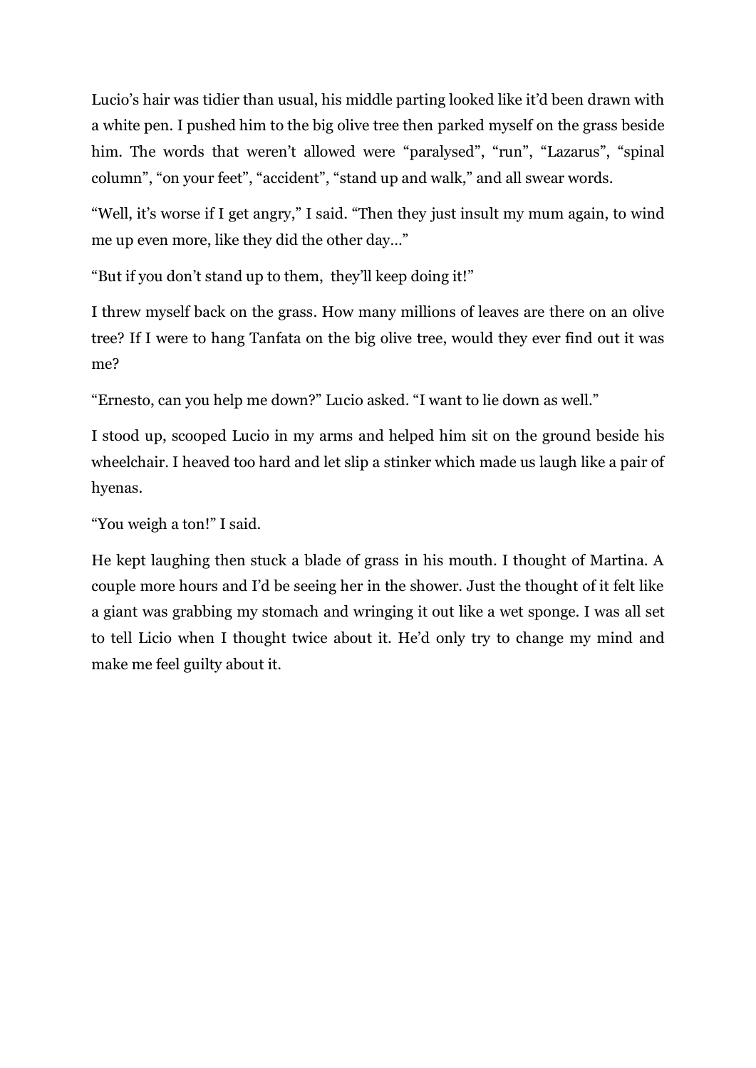Lucio's hair was tidier than usual, his middle parting looked like it'd been drawn with a white pen. I pushed him to the big olive tree then parked myself on the grass beside him. The words that weren't allowed were "paralysed", "run", "Lazarus", "spinal column", "on your feet", "accident", "stand up and walk," and all swear words.

"Well, it's worse if I get angry," I said. "Then they just insult my mum again, to wind me up even more, like they did the other day…"

"But if you don't stand up to them,  they'll keep doing it!"

I threw myself back on the grass. How many millions of leaves are there on an olive tree? If I were to hang Tanfata on the big olive tree, would they ever find out it was me?

"Ernesto, can you help me down?" Lucio asked. "I want to lie down as well."

I stood up, scooped Lucio in my arms and helped him sit on the ground beside his wheelchair. I heaved too hard and let slip a stinker which made us laugh like a pair of hyenas.

"You weigh a ton!" I said.

He kept laughing then stuck a blade of grass in his mouth. I thought of Martina. A couple more hours and I'd be seeing her in the shower. Just the thought of it felt like a giant was grabbing my stomach and wringing it out like a wet sponge. I was all set to tell Licio when I thought twice about it. He'd only try to change my mind and make me feel guilty about it.